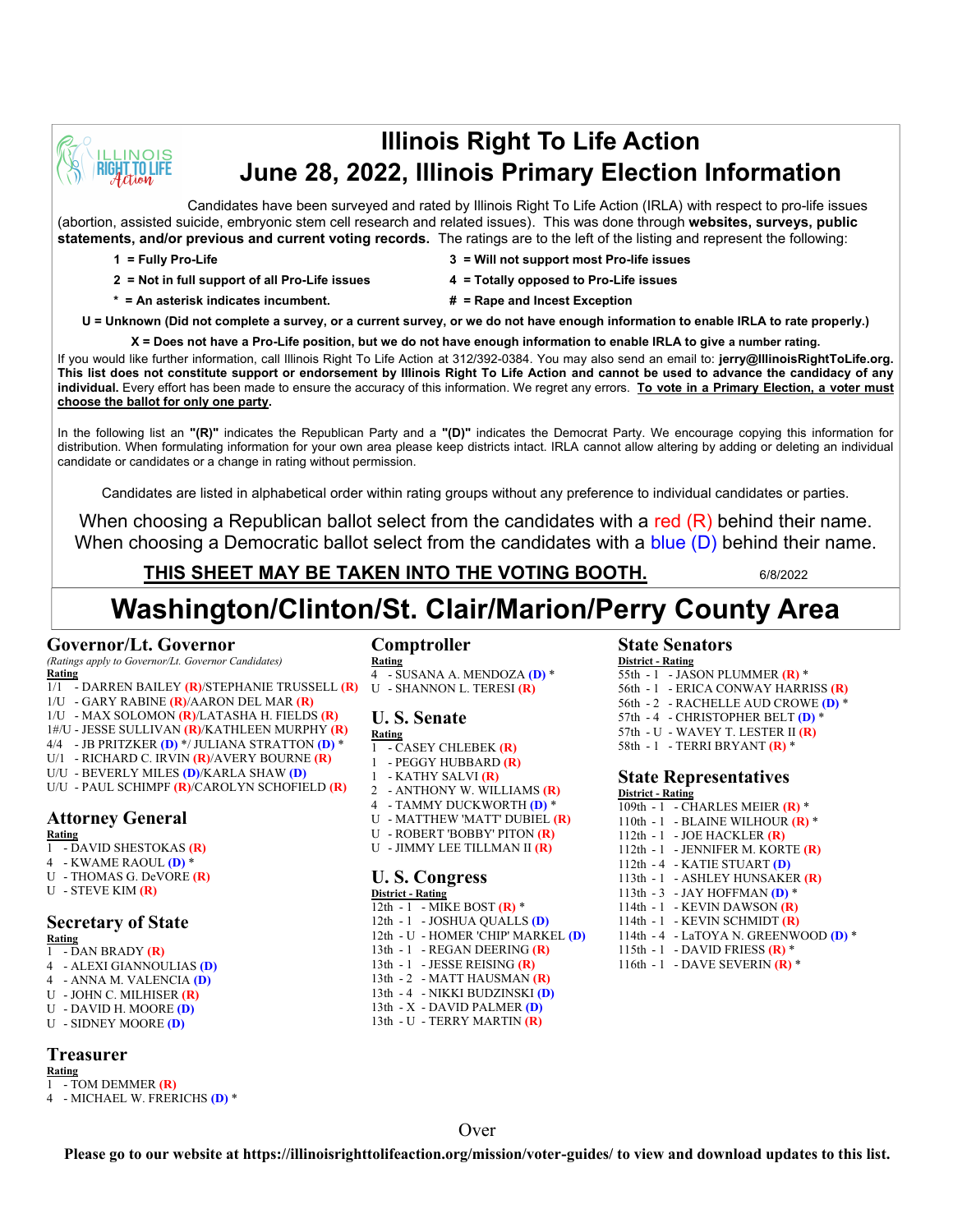# Illinois Right To Life Action
# June 28, 2022, Illinois Primary Election Information

Candidates have been surveyed and rated by Illinois Right To Life Action (IRLA) with respect to pro-life issues (abortion, assisted suicide, embryonic stem cell research and related issues). This was done through **websites, surveys, public statements, and/or previous and current voting records.** The ratings are to the left of the listing and represent the following:

**1 = Fully Pro-Life** | **3 = Will not support most Pro-life issues**

**2 = Not in full support of all Pro-Life issues** | **4 = Totally opposed to Pro-Life issues**

**\* = An asterisk indicates incumbent.** | **# = Rape and Incest Exception**

**U = Unknown (Did not complete a survey, or a current survey, or we do not have enough information to enable IRLA to rate properly.)**

**X = Does not have a Pro-Life position, but we do not have enough information to enable IRLA to give a number rating.**

If you would like further information, call Illinois Right To Life Action at 312/392-0384. You may also send an email to: **jerry@IllinoisRightToLife.org. This list does not constitute support or endorsement by Illinois Right To Life Action and cannot be used to advance the candidacy of any individual.** Every effort has been made to ensure the accuracy of this information. We regret any errors. **To vote in a Primary Election, a voter must choose the ballot for only one party.**

In the following list an **"(R)"** indicates the Republican Party and a **"(D)"** indicates the Democrat Party. We encourage copying this information for distribution. When formulating information for your own area please keep districts intact. IRLA cannot allow altering by adding or deleting an individual candidate or candidates or a change in rating without permission.

Candidates are listed in alphabetical order within rating groups without any preference to individual candidates or parties.

When choosing a Republican ballot select from the candidates with a red (R) behind their name.
When choosing a Democratic ballot select from the candidates with a blue (D) behind their name.

**THIS SHEET MAY BE TAKEN INTO THE VOTING BOOTH.** 6/8/2022

## Washington/Clinton/St. Clair/Marion/Perry County Area

### Governor/Lt. Governor

*(Ratings apply to Governor/Lt. Governor Candidates)*

**Rating**

1/1 - DARREN BAILEY (R)/STEPHANIE TRUSSELL (R)
1/U - GARY RABINE (R)/AARON DEL MAR (R)
1/U - MAX SOLOMON (R)/LATASHA H. FIELDS (R)
1#/U - JESSE SULLIVAN (R)/KATHLEEN MURPHY (R)
4/4 - JB PRITZKER (D) \*/ JULIANA STRATTON (D) \*
U/1 - RICHARD C. IRVIN (R)/AVERY BOURNE (R)
U/U - BEVERLY MILES (D)/KARLA SHAW (D)
U/U - PAUL SCHIMPF (R)/CAROLYN SCHOFIELD (R)

### Attorney General

**Rating**

1 - DAVID SHESTOKAS (R)
4 - KWAME RAOUL (D) \*
U - THOMAS G. DeVORE (R)
U - STEVE KIM (R)

### Secretary of State

**Rating**

1 - DAN BRADY (R)
4 - ALEXI GIANNOULIAS (D)
4 - ANNA M. VALENCIA (D)
U - JOHN C. MILHISER (R)
U - DAVID H. MOORE (D)
U - SIDNEY MOORE (D)

### Treasurer

**Rating**

1 - TOM DEMMER (R)
4 - MICHAEL W. FRERICHS (D) \*

### Comptroller

**Rating**

4 - SUSANA A. MENDOZA (D) \*
U - SHANNON L. TERESI (R)

### U. S. Senate

**Rating**

1 - CASEY CHLEBEK (R)
1 - PEGGY HUBBARD (R)
1 - KATHY SALVI (R)
2 - ANTHONY W. WILLIAMS (R)
4 - TAMMY DUCKWORTH (D) \*
U - MATTHEW 'MATT' DUBIEL (R)
U - ROBERT 'BOBBY' PITON (R)
U - JIMMY LEE TILLMAN II (R)

### U. S. Congress

**District - Rating**

12th - 1 - MIKE BOST (R) \*
12th - 1 - JOSHUA QUALLS (D)
12th - U - HOMER 'CHIP' MARKEL (D)
13th - 1 - REGAN DEERING (R)
13th - 1 - JESSE REISING (R)
13th - 2 - MATT HAUSMAN (R)
13th - 4 - NIKKI BUDZINSKI (D)
13th - X - DAVID PALMER (D)
13th - U - TERRY MARTIN (R)

### State Senators

**District - Rating**

55th - 1 - JASON PLUMMER (R) \*
56th - 1 - ERICA CONWAY HARRISS (R)
56th - 2 - RACHELLE AUD CROWE (D) \*
57th - 4 - CHRISTOPHER BELT (D) \*
57th - U - WAVEY T. LESTER II (R)
58th - 1 - TERRI BRYANT (R) \*

### State Representatives

**District - Rating**

109th - 1 - CHARLES MEIER (R) \*
110th - 1 - BLAINE WILHOUR (R) \*
112th - 1 - JOE HACKLER (R)
112th - 1 - JENNIFER M. KORTE (R)
112th - 4 - KATIE STUART (D)
113th - 1 - ASHLEY HUNSAKER (R)
113th - 3 - JAY HOFFMAN (D) \*
114th - 1 - KEVIN DAWSON (R)
114th - 1 - KEVIN SCHMIDT (R)
114th - 4 - LaTOYA N. GREENWOOD (D) \*
115th - 1 - DAVID FRIESS (R) \*
116th - 1 - DAVE SEVERIN (R) \*

Over

**Please go to our website at https://illinoisrighttolifeaction.org/mission/voter-guides/ to view and download updates to this list.**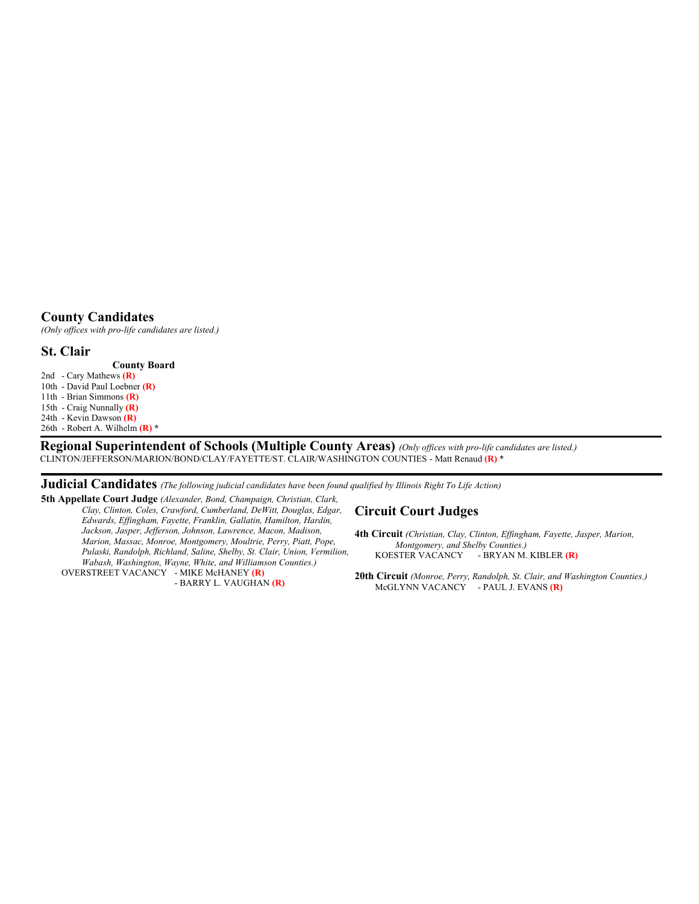## County Candidates

*(Only offices with pro-life candidates are listed.)*

### St. Clair

**County Board**

2nd - Cary Mathews **(R)**
10th - David Paul Loebner **(R)**
11th - Brian Simmons **(R)**
15th - Craig Nunnally **(R)**
24th - Kevin Dawson **(R)**
26th - Robert A. Wilhelm **(R)** *

---

## Regional Superintendent of Schools (Multiple County Areas)

*(Only offices with pro-life candidates are listed.)*

CLINTON/JEFFERSON/MARION/BOND/CLAY/FAYETTE/ST. CLAIR/WASHINGTON COUNTIES - Matt Renaud **(R)** *

---

## Judicial Candidates

*(The following judicial candidates have been found qualified by Illinois Right To Life Action)*

**5th Appellate Court Judge** *(Alexander, Bond, Champaign, Christian, Clark, Clay, Clinton, Coles, Crawford, Cumberland, DeWitt, Douglas, Edgar, Edwards, Effingham, Fayette, Franklin, Gallatin, Hamilton, Hardin, Jackson, Jasper, Jefferson, Johnson, Lawrence, Macon, Madison, Marion, Massac, Monroe, Montgomery, Moultrie, Perry, Piatt, Pope, Pulaski, Randolph, Richland, Saline, Shelby, St. Clair, Union, Vermilion, Wabash, Washington, Wayne, White, and Williamson Counties.)*

OVERSTREET VACANCY - MIKE McHANEY **(R)**
- BARRY L. VAUGHAN **(R)**

### Circuit Court Judges

**4th Circuit** *(Christian, Clay, Clinton, Effingham, Fayette, Jasper, Marion, Montgomery, and Shelby Counties.)*

KOESTER VACANCY - BRYAN M. KIBLER **(R)**

**20th Circuit** *(Monroe, Perry, Randolph, St. Clair, and Washington Counties.)*

McGLYNN VACANCY - PAUL J. EVANS **(R)**